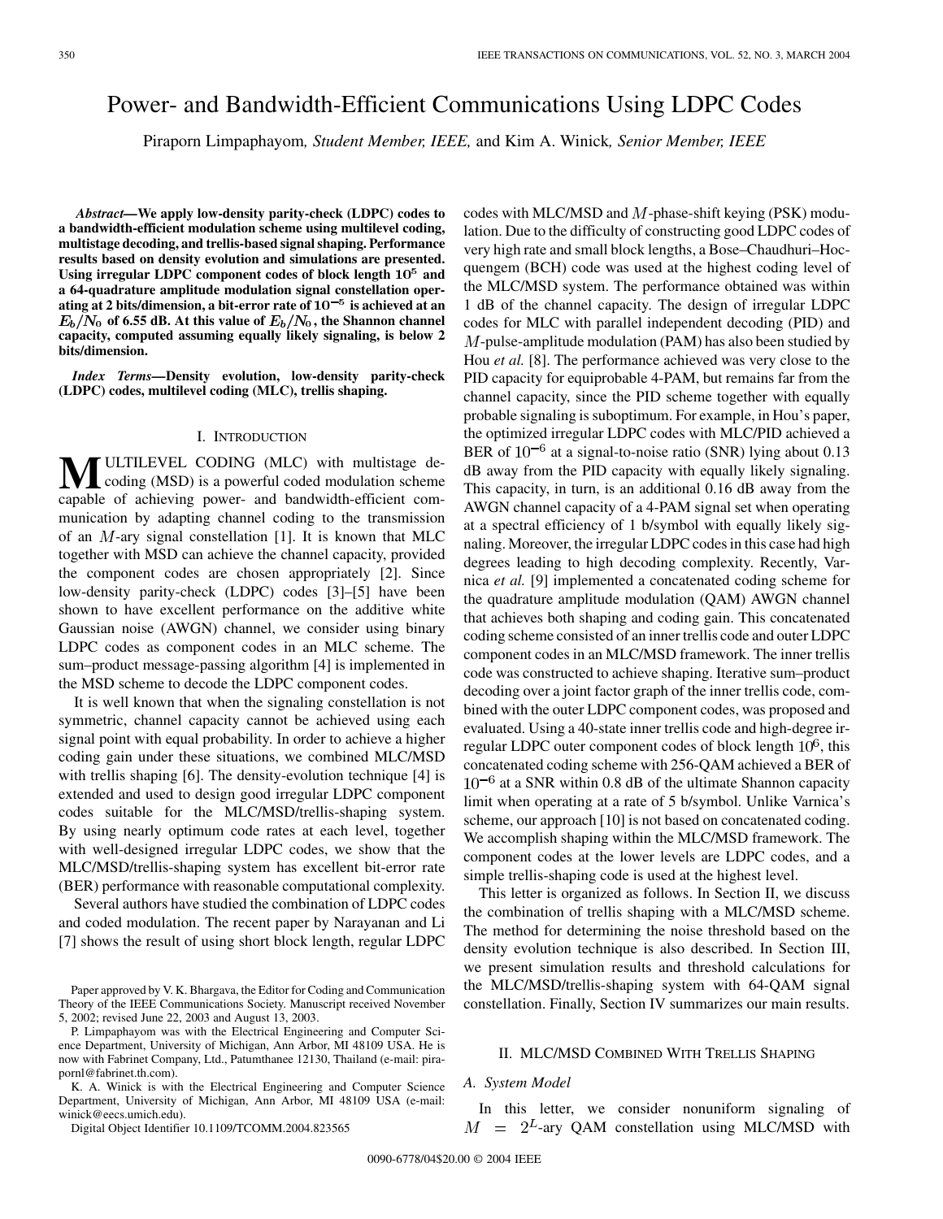# Power- and Bandwidth-Efficient Communications Using LDPC Codes

Piraporn Limpaphayom, *Student Member, IEEE,* and Kim A. Winick, *Senior Member, IEEE*

***Abstract*—We apply low-density parity-check (LDPC) codes to a bandwidth-efficient modulation scheme using multilevel coding, multistage decoding, and trellis-based signal shaping. Performance results based on density evolution and simulations are presented. Using irregular LDPC component codes of block length $10^5$ and a 64-quadrature amplitude modulation signal constellation operating at 2 bits/dimension, a bit-error rate of $10^{-5}$ is achieved at an $E_b/N_0$ of 6.55 dB. At this value of $E_b/N_0$, the Shannon channel capacity, computed assuming equally likely signaling, is below 2 bits/dimension.**

***Index Terms*—Density evolution, low-density parity-check (LDPC) codes, multilevel coding (MLC), trellis shaping.**

## I. Introduction

MULTILEVEL CODING (MLC) with multistage decoding (MSD) is a powerful coded modulation scheme capable of achieving power- and bandwidth-efficient communication by adapting channel coding to the transmission of an $M$-ary signal constellation [1]. It is known that MLC together with MSD can achieve the channel capacity, provided the component codes are chosen appropriately [2]. Since low-density parity-check (LDPC) codes [3]–[5] have been shown to have excellent performance on the additive white Gaussian noise (AWGN) channel, we consider using binary LDPC codes as component codes in an MLC scheme. The sum–product message-passing algorithm [4] is implemented in the MSD scheme to decode the LDPC component codes.

It is well known that when the signaling constellation is not symmetric, channel capacity cannot be achieved using each signal point with equal probability. In order to achieve a higher coding gain under these situations, we combined MLC/MSD with trellis shaping [6]. The density-evolution technique [4] is extended and used to design good irregular LDPC component codes suitable for the MLC/MSD/trellis-shaping system. By using nearly optimum code rates at each level, together with well-designed irregular LDPC codes, we show that the MLC/MSD/trellis-shaping system has excellent bit-error rate (BER) performance with reasonable computational complexity.

Several authors have studied the combination of LDPC codes and coded modulation. The recent paper by Narayanan and Li [7] shows the result of using short block length, regular LDPC codes with MLC/MSD and $M$-phase-shift keying (PSK) modulation. Due to the difficulty of constructing good LDPC codes of very high rate and small block lengths, a Bose–Chaudhuri–Hocquengem (BCH) code was used at the highest coding level of the MLC/MSD system. The performance obtained was within 1 dB of the channel capacity. The design of irregular LDPC codes for MLC with parallel independent decoding (PID) and $M$-pulse-amplitude modulation (PAM) has also been studied by Hou *et al.* [8]. The performance achieved was very close to the PID capacity for equiprobable 4-PAM, but remains far from the channel capacity, since the PID scheme together with equally probable signaling is suboptimum. For example, in Hou's paper, the optimized irregular LDPC codes with MLC/PID achieved a BER of $10^{-6}$ at a signal-to-noise ratio (SNR) lying about 0.13 dB away from the PID capacity with equally likely signaling. This capacity, in turn, is an additional 0.16 dB away from the AWGN channel capacity of a 4-PAM signal set when operating at a spectral efficiency of 1 b/symbol with equally likely signaling. Moreover, the irregular LDPC codes in this case had high degrees leading to high decoding complexity. Recently, Varnica *et al.* [9] implemented a concatenated coding scheme for the quadrature amplitude modulation (QAM) AWGN channel that achieves both shaping and coding gain. This concatenated coding scheme consisted of an inner trellis code and outer LDPC component codes in an MLC/MSD framework. The inner trellis code was constructed to achieve shaping. Iterative sum–product decoding over a joint factor graph of the inner trellis code, combined with the outer LDPC component codes, was proposed and evaluated. Using a 40-state inner trellis code and high-degree irregular LDPC outer component codes of block length $10^6$, this concatenated coding scheme with 256-QAM achieved a BER of $10^{-6}$ at a SNR within 0.8 dB of the ultimate Shannon capacity limit when operating at a rate of 5 b/symbol. Unlike Varnica's scheme, our approach [10] is not based on concatenated coding. We accomplish shaping within the MLC/MSD framework. The component codes at the lower levels are LDPC codes, and a simple trellis-shaping code is used at the highest level.

This letter is organized as follows. In Section II, we discuss the combination of trellis shaping with a MLC/MSD scheme. The method for determining the noise threshold based on the density evolution technique is also described. In Section III, we present simulation results and threshold calculations for the MLC/MSD/trellis-shaping system with 64-QAM signal constellation. Finally, Section IV summarizes our main results.

## II. MLC/MSD Combined With Trellis Shaping

### A. System Model

In this letter, we consider nonuniform signaling of $M = 2^L$-ary QAM constellation using MLC/MSD with

---

Paper approved by V. K. Bhargava, the Editor for Coding and Communication Theory of the IEEE Communications Society. Manuscript received November 5, 2002; revised June 22, 2003 and August 13, 2003.

P. Limpaphayom was with the Electrical Engineering and Computer Science Department, University of Michigan, Ann Arbor, MI 48109 USA. He is now with Fabrinet Company, Ltd., Patumthanee 12130, Thailand (e-mail: pirapornl@fabrinet.th.com).

K. A. Winick is with the Electrical Engineering and Computer Science Department, University of Michigan, Ann Arbor, MI 48109 USA (e-mail: winick@eecs.umich.edu).

Digital Object Identifier 10.1109/TCOMM.2004.823565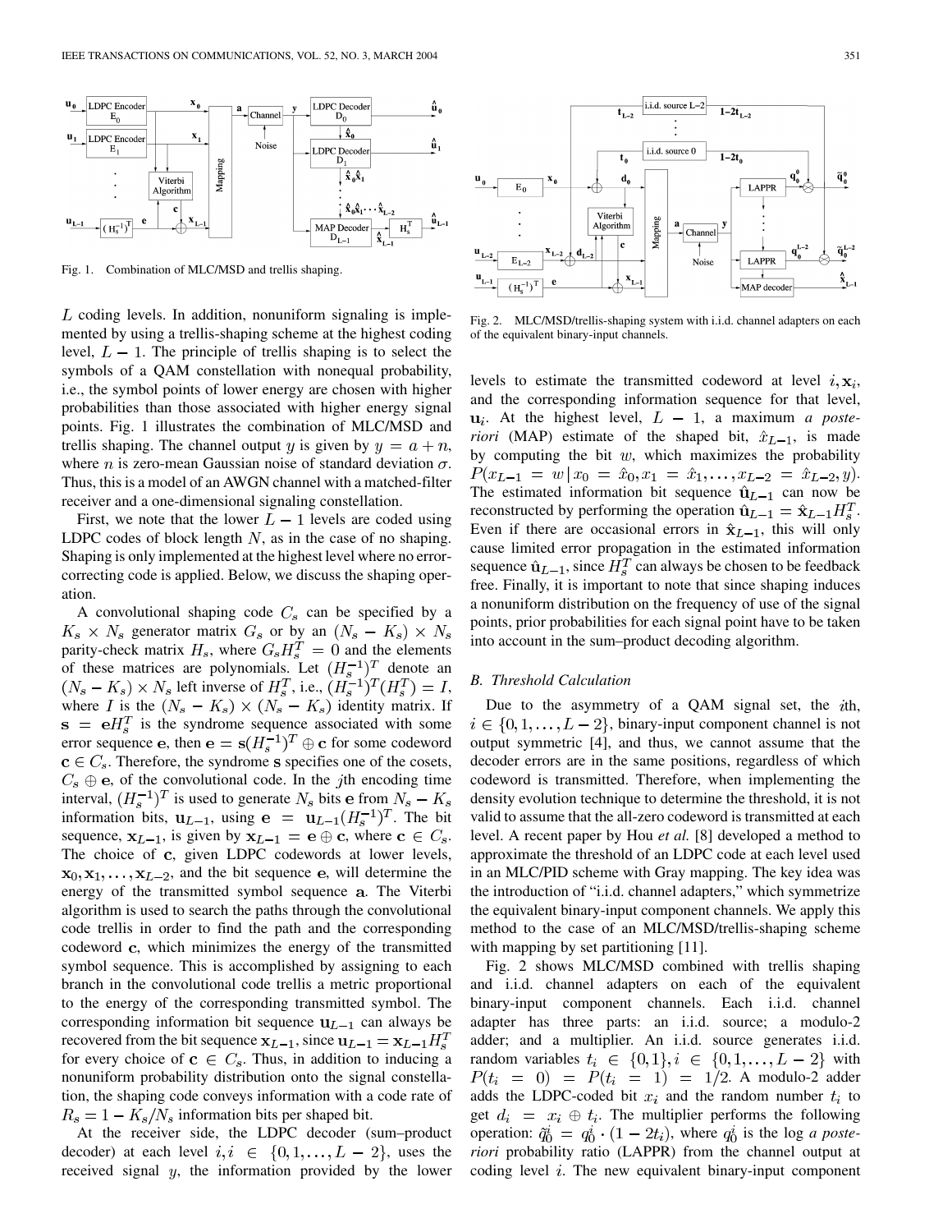Fig. 1. Combination of MLC/MSD and trellis shaping.

$L$ coding levels. In addition, nonuniform signaling is implemented by using a trellis-shaping scheme at the highest coding level, $L-1$. The principle of trellis shaping is to select the symbols of a QAM constellation with nonequal probability, i.e., the symbol points of lower energy are chosen with higher probabilities than those associated with higher energy signal points. Fig. 1 illustrates the combination of MLC/MSD and trellis shaping. The channel output $y$ is given by $y = a + n$, where $n$ is zero-mean Gaussian noise of standard deviation $\sigma$. Thus, this is a model of an AWGN channel with a matched-filter receiver and a one-dimensional signaling constellation.

First, we note that the lower $L-1$ levels are coded using LDPC codes of block length $N$, as in the case of no shaping. Shaping is only implemented at the highest level where no error-correcting code is applied. Below, we discuss the shaping operation.

A convolutional shaping code $C_s$ can be specified by a $K_s \times N_s$ generator matrix $G_s$ or by an $(N_s - K_s) \times N_s$ parity-check matrix $H_s$, where $G_s H_s^T = 0$ and the elements of these matrices are polynomials. Let $(H_s^{-1})^T$ denote an $(N_s - K_s) \times N_s$ left inverse of $H_s^T$, i.e., $(H_s^{-1})^T (H_s^T) = I$, where $I$ is the $(N_s - K_s) \times (N_s - K_s)$ identity matrix. If $\mathbf{s} = \mathbf{e} H_s^T$ is the syndrome sequence associated with some error sequence $\mathbf{e}$, then $\mathbf{e} = \mathbf{s}(H_s^{-1})^T \oplus \mathbf{c}$ for some codeword $\mathbf{c} \in C_s$. Therefore, the syndrome $\mathbf{s}$ specifies one of the cosets, $C_s \oplus \mathbf{e}$, of the convolutional code. In the $j$th encoding time interval, $(H_s^{-1})^T$ is used to generate $N_s$ bits $\mathbf{e}$ from $N_s - K_s$ information bits, $\mathbf{u}_{L-1}$, using $\mathbf{e} = \mathbf{u}_{L-1}(H_s^{-1})^T$. The bit sequence, $\mathbf{x}_{L-1}$, is given by $\mathbf{x}_{L-1} = \mathbf{e} \oplus \mathbf{c}$, where $\mathbf{c} \in C_s$. The choice of $\mathbf{c}$, given LDPC codewords at lower levels, $\mathbf{x}_0, \mathbf{x}_1, \ldots, \mathbf{x}_{L-2}$, and the bit sequence $\mathbf{e}$, will determine the energy of the transmitted symbol sequence $\mathbf{a}$. The Viterbi algorithm is used to search the paths through the convolutional code trellis in order to find the path and the corresponding codeword $\mathbf{c}$, which minimizes the energy of the transmitted symbol sequence. This is accomplished by assigning to each branch in the convolutional code trellis a metric proportional to the energy of the corresponding transmitted symbol. The corresponding information bit sequence $\mathbf{u}_{L-1}$ can always be recovered from the bit sequence $\mathbf{x}_{L-1}$, since $\mathbf{u}_{L-1} = \mathbf{x}_{L-1} H_s^T$ for every choice of $\mathbf{c} \in C_s$. Thus, in addition to inducing a nonuniform probability distribution onto the signal constellation, the shaping code conveys information with a code rate of $R_s = 1 - K_s/N_s$ information bits per shaped bit.

At the receiver side, the LDPC decoder (sum–product decoder) at each level $i, i \in \{0, 1, \ldots, L-2\}$, uses the received signal $y$, the information provided by the lower levels to estimate the transmitted codeword at level $i, \mathbf{x}_i$, and the corresponding information sequence for that level, $\mathbf{u}_i$. At the highest level, $L-1$, a maximum *a posteriori* (MAP) estimate of the shaped bit, $\hat{x}_{L-1}$, is made by computing the bit $w$, which maximizes the probability $P(x_{L-1} = w \,|\, x_0 = \hat{x}_0, x_1 = \hat{x}_1, \ldots, x_{L-2} = \hat{x}_{L-2}, y)$. The estimated information bit sequence $\hat{\mathbf{u}}_{L-1}$ can now be reconstructed by performing the operation $\hat{\mathbf{u}}_{L-1} = \hat{\mathbf{x}}_{L-1} H_s^T$. Even if there are occasional errors in $\hat{\mathbf{x}}_{L-1}$, this will only cause limited error propagation in the estimated information sequence $\hat{\mathbf{u}}_{L-1}$, since $H_s^T$ can always be chosen to be feedback free. Finally, it is important to note that since shaping induces a nonuniform distribution on the frequency of use of the signal points, prior probabilities for each signal point have to be taken into account in the sum–product decoding algorithm.

Fig. 2. MLC/MSD/trellis-shaping system with i.i.d. channel adapters on each of the equivalent binary-input channels.

### B. Threshold Calculation

Due to the asymmetry of a QAM signal set, the $i$th, $i \in \{0, 1, \ldots, L-2\}$, binary-input component channel is not output symmetric [4], and thus, we cannot assume that the decoder errors are in the same positions, regardless of which codeword is transmitted. Therefore, when implementing the density evolution technique to determine the threshold, it is not valid to assume that the all-zero codeword is transmitted at each level. A recent paper by Hou *et al.* [8] developed a method to approximate the threshold of an LDPC code at each level used in an MLC/PID scheme with Gray mapping. The key idea was the introduction of "i.i.d. channel adapters," which symmetrize the equivalent binary-input component channels. We apply this method to the case of an MLC/MSD/trellis-shaping scheme with mapping by set partitioning [11].

Fig. 2 shows MLC/MSD combined with trellis shaping and i.i.d. channel adapters on each of the equivalent binary-input component channels. Each i.i.d. channel adapter has three parts: an i.i.d. source; a modulo-2 adder; and a multiplier. An i.i.d. source generates i.i.d. random variables $t_i \in \{0, 1\}, i \in \{0, 1, \ldots, L-2\}$ with $P(t_i = 0) = P(t_i = 1) = 1/2$. A modulo-2 adder adds the LDPC-coded bit $x_i$ and the random number $t_i$ to get $d_i = x_i \oplus t_i$. The multiplier performs the following operation: $\tilde{q}_0^i = q_0^i \cdot (1 - 2t_i)$, where $q_0^i$ is the log *a posteriori* probability ratio (LAPPR) from the channel output at coding level $i$. The new equivalent binary-input component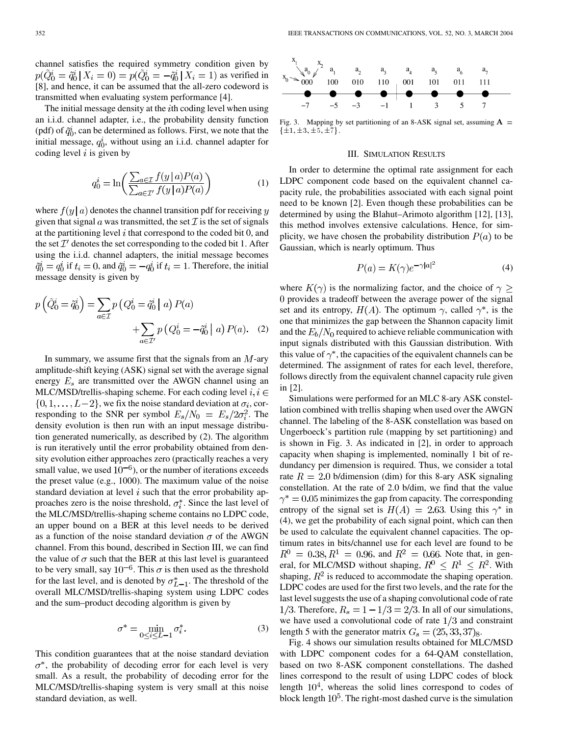channel satisfies the required symmetry condition given by $p(\tilde{Q}_0^i = \tilde{q}_0^i \,|\, X_i = 0) = p(\tilde{Q}_0^i = -\tilde{q}_0^i \,|\, X_i = 1)$ as verified in [8], and hence, it can be assumed that the all-zero codeword is transmitted when evaluating system performance [4].

The initial message density at the $i$th coding level when using an i.i.d. channel adapter, i.e., the probability density function (pdf) of $\tilde{q}_0^i$, can be determined as follows. First, we note that the initial message, $q_0^i$, without using an i.i.d. channel adapter for coding level $i$ is given by

$$q_0^i = \ln\left(\frac{\sum_{a\in\mathcal{I}} f(y\,|\,a)P(a)}{\sum_{a\in\mathcal{I}'} f(y\,|\,a)P(a)}\right) \tag{1}$$

where $f(y\,|\,a)$ denotes the channel transition pdf for receiving $y$ given that signal $a$ was transmitted, the set $\mathcal{I}$ is the set of signals at the partitioning level $i$ that correspond to the coded bit 0, and the set $\mathcal{I}'$ denotes the set corresponding to the coded bit 1. After using the i.i.d. channel adapters, the initial message becomes $\tilde{q}_0^i = q_0^i$ if $t_i = 0$, and $\tilde{q}_0^i = -q_0^i$ if $t_i = 1$. Therefore, the initial message density is given by

$$p\left(\tilde{Q}_0^i = \tilde{q}_0^i\right) = \sum_{a\in\mathcal{I}} p\left(Q_0^i = \tilde{q}_0^i \,\middle|\, a\right)P(a) + \sum_{a\in\mathcal{I}'} p\left(Q_0^i = -\tilde{q}_0^i \,\middle|\, a\right)P(a). \tag{2}$$

In summary, we assume first that the signals from an $M$-ary amplitude-shift keying (ASK) signal set with the average signal energy $E_s$ are transmitted over the AWGN channel using an MLC/MSD/trellis-shaping scheme. For each coding level $i, i \in \{0, 1, \ldots, L-2\}$, we fix the noise standard deviation at $\sigma_i$, corresponding to the SNR per symbol $E_s/N_0 = E_s/2\sigma_i^2$. The density evolution is then run with an input message distribution generated numerically, as described by (2). The algorithm is run iteratively until the error probability obtained from density evolution either approaches zero (practically reaches a very small value, we used $10^{-6}$), or the number of iterations exceeds the preset value (e.g., 1000). The maximum value of the noise standard deviation at level $i$ such that the error probability approaches zero is the noise threshold, $\sigma_i^*$. Since the last level of the MLC/MSD/trellis-shaping scheme contains no LDPC code, an upper bound on a BER at this level needs to be derived as a function of the noise standard deviation $\sigma$ of the AWGN channel. From this bound, described in Section III, we can find the value of $\sigma$ such that the BER at this last level is guaranteed to be very small, say $10^{-6}$. This $\sigma$ is then used as the threshold for the last level, and is denoted by $\sigma_{L-1}^*$. The threshold of the overall MLC/MSD/trellis-shaping system using LDPC codes and the sum–product decoding algorithm is given by

$$\sigma^* = \min_{0\le i\le L-1} \sigma_i^*. \tag{3}$$

This condition guarantees that at the noise standard deviation $\sigma^*$, the probability of decoding error for each level is very small. As a result, the probability of decoding error for the MLC/MSD/trellis-shaping system is very small at this noise standard deviation, as well.

| $a_0$ | $a_1$ | $a_2$ | $a_3$ | $a_4$ | $a_5$ | $a_6$ | $a_7$ |
|---|---|---|---|---|---|---|---|
| 000 | 100 | 010 | 110 | 001 | 101 | 011 | 111 |
| −7 | −5 | −3 | −1 | 1 | 3 | 5 | 7 |

(Bit labels $x_0$, $x_1$, $x_2$ indicated on $a_0$.)

Fig. 3. Mapping by set partitioning of an 8-ASK signal set, assuming $\mathbf{A} = \{\pm 1, \pm 3, \pm 5, \pm 7\}$.

## III. Simulation Results

In order to determine the optimal rate assignment for each LDPC component code based on the equivalent channel capacity rule, the probabilities associated with each signal point need to be known [2]. Even though these probabilities can be determined by using the Blahut–Arimoto algorithm [12], [13], this method involves extensive calculations. Hence, for simplicity, we have chosen the probability distribution $P(a)$ to be Gaussian, which is nearly optimum. Thus

$$P(a) = K(\gamma)e^{-\gamma|a|^2} \tag{4}$$

where $K(\gamma)$ is the normalizing factor, and the choice of $\gamma \ge 0$ provides a tradeoff between the average power of the signal set and its entropy, $H(A)$. The optimum $\gamma$, called $\gamma^*$, is the one that minimizes the gap between the Shannon capacity limit and the $E_b/N_0$ required to achieve reliable communication with input signals distributed with this Gaussian distribution. With this value of $\gamma^*$, the capacities of the equivalent channels can be determined. The assignment of rates for each level, therefore, follows directly from the equivalent channel capacity rule given in [2].

Simulations were performed for an MLC 8-ary ASK constellation combined with trellis shaping when used over the AWGN channel. The labeling of the 8-ASK constellation was based on Ungerboeck's partition rule (mapping by set partitioning) and is shown in Fig. 3. As indicated in [2], in order to approach capacity when shaping is implemented, nominally 1 bit of redundancy per dimension is required. Thus, we consider a total rate $R = 2.0$ b/dimension (dim) for this 8-ary ASK signaling constellation. At the rate of 2.0 b/dim, we find that the value $\gamma^* = 0.05$ minimizes the gap from capacity. The corresponding entropy of the signal set is $H(A) = 2.63$. Using this $\gamma^*$ in (4), we get the probability of each signal point, which can then be used to calculate the equivalent channel capacities. The optimum rates in bits/channel use for each level are found to be $R^0 = 0.38, R^1 = 0.96$, and $R^2 = 0.66$. Note that, in general, for MLC/MSD without shaping, $R^0 \le R^1 \le R^2$. With shaping, $R^2$ is reduced to accommodate the shaping operation. LDPC codes are used for the first two levels, and the rate for the last level suggests the use of a shaping convolutional code of rate $1/3$. Therefore, $R_s = 1 - 1/3 = 2/3$. In all of our simulations, we have used a convolutional code of rate $1/3$ and constraint length 5 with the generator matrix $G_s = (25, 33, 37)_8$.

Fig. 4 shows our simulation results obtained for MLC/MSD with LDPC component codes for a 64-QAM constellation, based on two 8-ASK component constellations. The dashed lines correspond to the result of using LDPC codes of block length $10^4$, whereas the solid lines correspond to codes of block length $10^5$. The right-most dashed curve is the simulation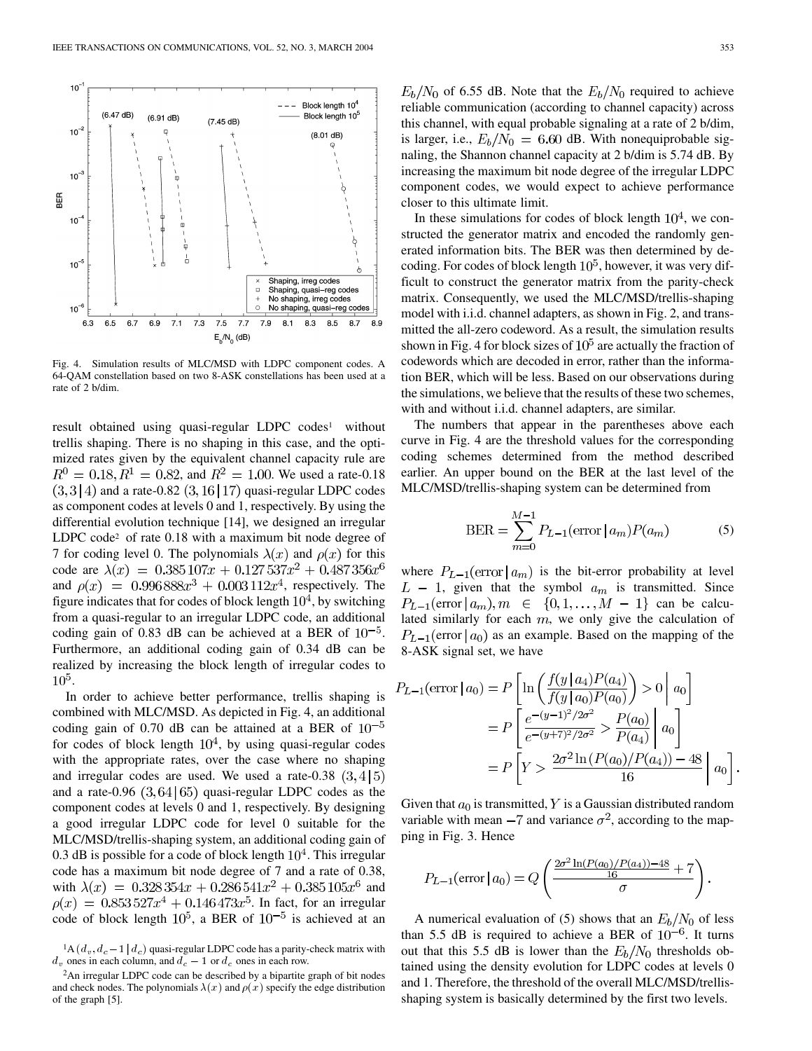Fig. 4. Simulation results of MLC/MSD with LDPC component codes. A 64-QAM constellation based on two 8-ASK constellations has been used at a rate of 2 b/dim.

result obtained using quasi-regular LDPC codes[1] without trellis shaping. There is no shaping in this case, and the optimized rates given by the equivalent channel capacity rule are $R^0 = 0.18, R^1 = 0.82$, and $R^2 = 1.00$. We used a rate-0.18 $(3, 3\,|\,4)$ and a rate-0.82 $(3, 16\,|\,17)$ quasi-regular LDPC codes as component codes at levels 0 and 1, respectively. By using the differential evolution technique [14], we designed an irregular LDPC code[2] of rate 0.18 with a maximum bit node degree of 7 for coding level 0. The polynomials $\lambda(x)$ and $\rho(x)$ for this code are $\lambda(x) = 0.385\,107x + 0.127\,537x^2 + 0.487\,356x^6$ and $\rho(x) = 0.996\,888x^3 + 0.003\,112x^4$, respectively. The figure indicates that for codes of block length $10^4$, by switching from a quasi-regular to an irregular LDPC code, an additional coding gain of 0.83 dB can be achieved at a BER of $10^{-5}$. Furthermore, an additional coding gain of 0.34 dB can be realized by increasing the block length of irregular codes to $10^5$.

In order to achieve better performance, trellis shaping is combined with MLC/MSD. As depicted in Fig. 4, an additional coding gain of 0.70 dB can be attained at a BER of $10^{-5}$ for codes of block length $10^4$, by using quasi-regular codes with the appropriate rates, over the case where no shaping and irregular codes are used. We used a rate-0.38 $(3, 4\,|\,5)$ and a rate-0.96 $(3, 64\,|\,65)$ quasi-regular LDPC codes as the component codes at levels 0 and 1, respectively. By designing a good irregular LDPC code for level 0 suitable for the MLC/MSD/trellis-shaping system, an additional coding gain of 0.3 dB is possible for a code of block length $10^4$. This irregular code has a maximum bit node degree of 7 and a rate of 0.38, with $\lambda(x) = 0.328\,354x + 0.286\,541x^2 + 0.385\,105x^6$ and $\rho(x) = 0.853\,527x^4 + 0.146\,473x^5$. In fact, for an irregular code of block length $10^5$, a BER of $10^{-5}$ is achieved at an $E_b/N_0$ of 6.55 dB. Note that the $E_b/N_0$ required to achieve reliable communication (according to channel capacity) across this channel, with equal probable signaling at a rate of 2 b/dim, is larger, i.e., $E_b/N_0 = 6.60$ dB. With nonequiprobable signaling, the Shannon channel capacity at 2 b/dim is 5.74 dB. By increasing the maximum bit node degree of the irregular LDPC component codes, we would expect to achieve performance closer to this ultimate limit.

In these simulations for codes of block length $10^4$, we constructed the generator matrix and encoded the randomly generated information bits. The BER was then determined by decoding. For codes of block length $10^5$, however, it was very difficult to construct the generator matrix from the parity-check matrix. Consequently, we used the MLC/MSD/trellis-shaping model with i.i.d. channel adapters, as shown in Fig. 2, and transmitted the all-zero codeword. As a result, the simulation results shown in Fig. 4 for block sizes of $10^5$ are actually the fraction of codewords which are decoded in error, rather than the information BER, which will be less. Based on our observations during the simulations, we believe that the results of these two schemes, with and without i.i.d. channel adapters, are similar.

The numbers that appear in the parentheses above each curve in Fig. 4 are the threshold values for the corresponding coding schemes determined from the method described earlier. An upper bound on the BER at the last level of the MLC/MSD/trellis-shaping system can be determined from

$$\mathrm{BER} = \sum_{m=0}^{M-1} P_{L-1}(\mathrm{error}\,|\,a_m)P(a_m) \tag{5}$$

where $P_{L-1}(\mathrm{error}\,|\,a_m)$ is the bit-error probability at level $L-1$, given that the symbol $a_m$ is transmitted. Since $P_{L-1}(\mathrm{error}\,|\,a_m), m \in \{0, 1, \ldots, M-1\}$ can be calculated similarly for each $m$, we only give the calculation of $P_{L-1}(\mathrm{error}\,|\,a_0)$ as an example. Based on the mapping of the 8-ASK signal set, we have

$$\begin{aligned}
P_{L-1}(\mathrm{error}\,|\,a_0) &= P\left[\ln\left(\frac{f(y\,|\,a_4)P(a_4)}{f(y\,|\,a_0)P(a_0)}\right) > 0 \,\middle|\, a_0\right] \\
&= P\left[\frac{e^{-(y-1)^2/2\sigma^2}}{e^{-(y+7)^2/2\sigma^2}} > \frac{P(a_0)}{P(a_4)} \,\middle|\, a_0\right] \\
&= P\left[Y > \frac{2\sigma^2 \ln\left(P(a_0)/P(a_4)\right) - 48}{16} \,\middle|\, a_0\right].
\end{aligned}$$

Given that $a_0$ is transmitted, $Y$ is a Gaussian distributed random variable with mean $-7$ and variance $\sigma^2$, according to the mapping in Fig. 3. Hence

$$P_{L-1}(\mathrm{error}\,|\,a_0) = Q\left(\frac{\frac{2\sigma^2 \ln(P(a_0)/P(a_4)) - 48}{16} + 7}{\sigma}\right).$$

A numerical evaluation of (5) shows that an $E_b/N_0$ of less than 5.5 dB is required to achieve a BER of $10^{-6}$. It turns out that this 5.5 dB is lower than the $E_b/N_0$ thresholds obtained using the density evolution for LDPC codes at levels 0 and 1. Therefore, the threshold of the overall MLC/MSD/trellis-shaping system is basically determined by the first two levels.

---

[1] A $(d_v, d_c - 1\,|\,d_c)$ quasi-regular LDPC code has a parity-check matrix with $d_v$ ones in each column, and $d_c - 1$ or $d_c$ ones in each row.

[2] An irregular LDPC code can be described by a bipartite graph of bit nodes and check nodes. The polynomials $\lambda(x)$ and $\rho(x)$ specify the edge distribution of the graph [5].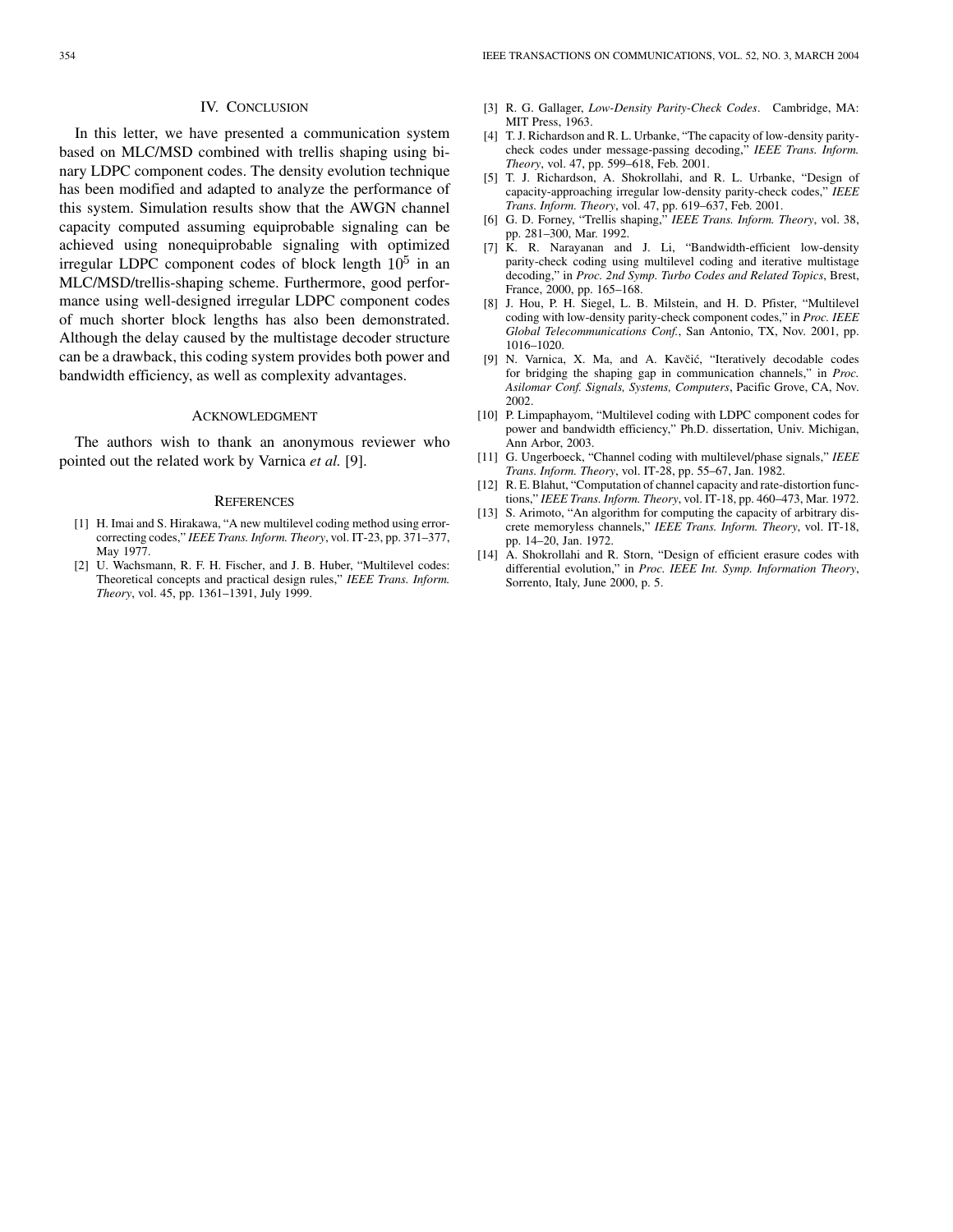## IV. Conclusion

In this letter, we have presented a communication system based on MLC/MSD combined with trellis shaping using binary LDPC component codes. The density evolution technique has been modified and adapted to analyze the performance of this system. Simulation results show that the AWGN channel capacity computed assuming equiprobable signaling can be achieved using nonequiprobable signaling with optimized irregular LDPC component codes of block length $10^5$ in an MLC/MSD/trellis-shaping scheme. Furthermore, good performance using well-designed irregular LDPC component codes of much shorter block lengths has also been demonstrated. Although the delay caused by the multistage decoder structure can be a drawback, this coding system provides both power and bandwidth efficiency, as well as complexity advantages.

## Acknowledgment

The authors wish to thank an anonymous reviewer who pointed out the related work by Varnica *et al.* [9].

## References

[1] H. Imai and S. Hirakawa, "A new multilevel coding method using error-correcting codes," *IEEE Trans. Inform. Theory*, vol. IT-23, pp. 371–377, May 1977.

[2] U. Wachsmann, R. F. H. Fischer, and J. B. Huber, "Multilevel codes: Theoretical concepts and practical design rules," *IEEE Trans. Inform. Theory*, vol. 45, pp. 1361–1391, July 1999.

[3] R. G. Gallager, *Low-Density Parity-Check Codes*. Cambridge, MA: MIT Press, 1963.

[4] T. J. Richardson and R. L. Urbanke, "The capacity of low-density parity-check codes under message-passing decoding," *IEEE Trans. Inform. Theory*, vol. 47, pp. 599–618, Feb. 2001.

[5] T. J. Richardson, A. Shokrollahi, and R. L. Urbanke, "Design of capacity-approaching irregular low-density parity-check codes," *IEEE Trans. Inform. Theory*, vol. 47, pp. 619–637, Feb. 2001.

[6] G. D. Forney, "Trellis shaping," *IEEE Trans. Inform. Theory*, vol. 38, pp. 281–300, Mar. 1992.

[7] K. R. Narayanan and J. Li, "Bandwidth-efficient low-density parity-check coding using multilevel coding and iterative multistage decoding," in *Proc. 2nd Symp. Turbo Codes and Related Topics*, Brest, France, 2000, pp. 165–168.

[8] J. Hou, P. H. Siegel, L. B. Milstein, and H. D. Pfister, "Multilevel coding with low-density parity-check component codes," in *Proc. IEEE Global Telecommunications Conf.*, San Antonio, TX, Nov. 2001, pp. 1016–1020.

[9] N. Varnica, X. Ma, and A. Kavčić, "Iteratively decodable codes for bridging the shaping gap in communication channels," in *Proc. Asilomar Conf. Signals, Systems, Computers*, Pacific Grove, CA, Nov. 2002.

[10] P. Limpaphayom, "Multilevel coding with LDPC component codes for power and bandwidth efficiency," Ph.D. dissertation, Univ. Michigan, Ann Arbor, 2003.

[11] G. Ungerboeck, "Channel coding with multilevel/phase signals," *IEEE Trans. Inform. Theory*, vol. IT-28, pp. 55–67, Jan. 1982.

[12] R. E. Blahut, "Computation of channel capacity and rate-distortion functions," *IEEE Trans. Inform. Theory*, vol. IT-18, pp. 460–473, Mar. 1972.

[13] S. Arimoto, "An algorithm for computing the capacity of arbitrary discrete memoryless channels," *IEEE Trans. Inform. Theory*, vol. IT-18, pp. 14–20, Jan. 1972.

[14] A. Shokrollahi and R. Storn, "Design of efficient erasure codes with differential evolution," in *Proc. IEEE Int. Symp. Information Theory*, Sorrento, Italy, June 2000, p. 5.